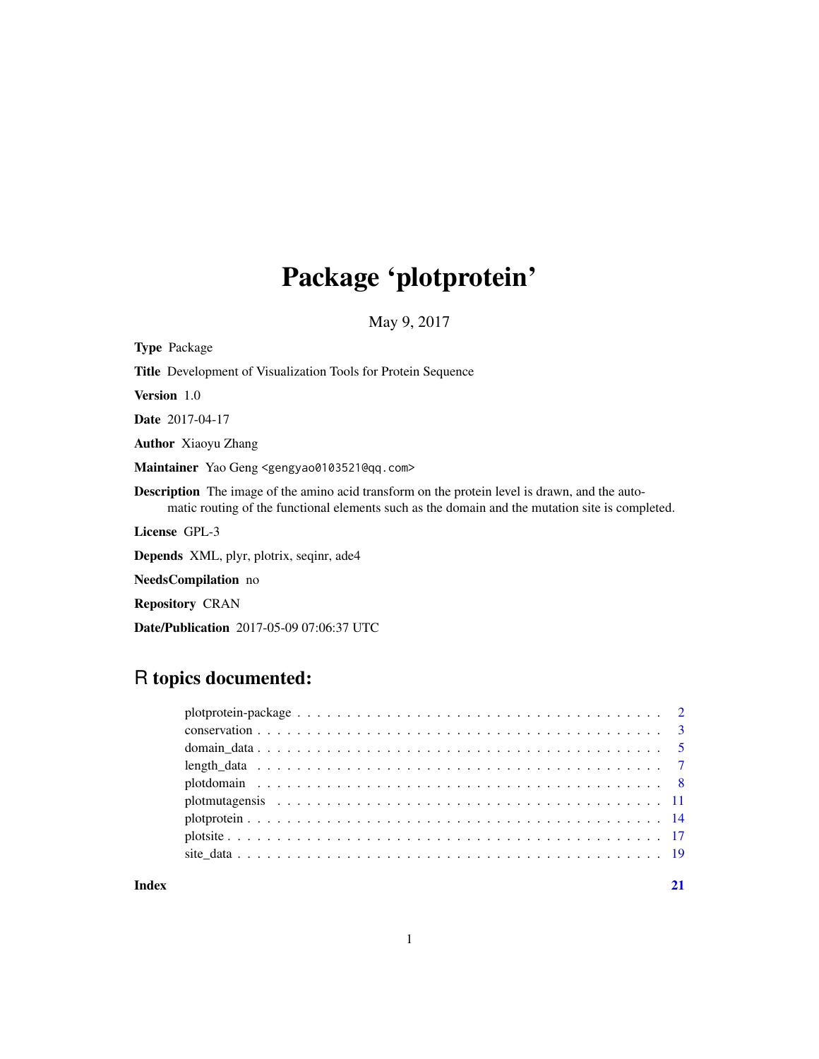# Package 'plotprotein'

May 9, 2017

**Type** Package

**Title** Development of Visualization Tools for Protein Sequence

**Version** 1.0

**Date** 2017-04-17

**Author** Xiaoyu Zhang

**Maintainer** Yao Geng <gengyao0103521@qq.com>

**Description** The image of the amino acid transform on the protein level is drawn, and the automatic routing of the functional elements such as the domain and the mutation site is completed.

**License** GPL-3

**Depends** XML, plyr, plotrix, seqinr, ade4

**NeedsCompilation** no

**Repository** CRAN

**Date/Publication** 2017-05-09 07:06:37 UTC

## R topics documented:

- plotprotein-package . . . . . . . . . . . . . . . . . . . . 2
- conservation . . . . . . . . . . . . . . . . . . . . 3
- domain_data . . . . . . . . . . . . . . . . . . . . 5
- length_data . . . . . . . . . . . . . . . . . . . . 7
- plotdomain . . . . . . . . . . . . . . . . . . . . 8
- plotmutagensis . . . . . . . . . . . . . . . . . . . . 11
- plotprotein . . . . . . . . . . . . . . . . . . . . 14
- plotsite . . . . . . . . . . . . . . . . . . . . 17
- site_data . . . . . . . . . . . . . . . . . . . . 19

**Index** **21**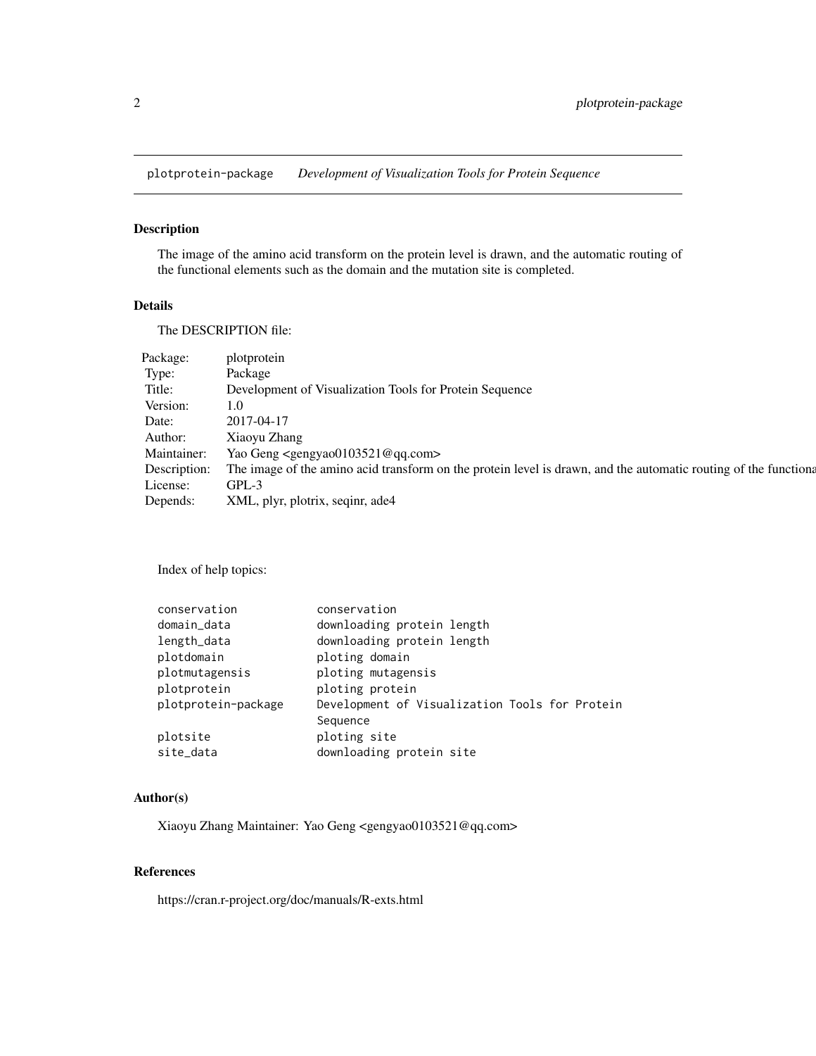plotprotein-package    *Development of Visualization Tools for Protein Sequence*

## Description

The image of the amino acid transform on the protein level is drawn, and the automatic routing of the functional elements such as the domain and the mutation site is completed.

## Details

The DESCRIPTION file:

| | |
|---|---|
| Package: | plotprotein |
| Type: | Package |
| Title: | Development of Visualization Tools for Protein Sequence |
| Version: | 1.0 |
| Date: | 2017-04-17 |
| Author: | Xiaoyu Zhang |
| Maintainer: | Yao Geng <gengyao0103521@qq.com> |
| Description: | The image of the amino acid transform on the protein level is drawn, and the automatic routing of the functiona |
| License: | GPL-3 |
| Depends: | XML, plyr, plotrix, seqinr, ade4 |

Index of help topics:

```
conservation            conservation
domain_data             downloading protein length
length_data             downloading protein length
plotdomain              ploting domain
plotmutagensis          ploting mutagensis
plotprotein             ploting protein
plotprotein-package     Development of Visualization Tools for Protein
                        Sequence
plotsite                ploting site
site_data               downloading protein site
```

## Author(s)

Xiaoyu Zhang Maintainer: Yao Geng <gengyao0103521@qq.com>

## References

https://cran.r-project.org/doc/manuals/R-exts.html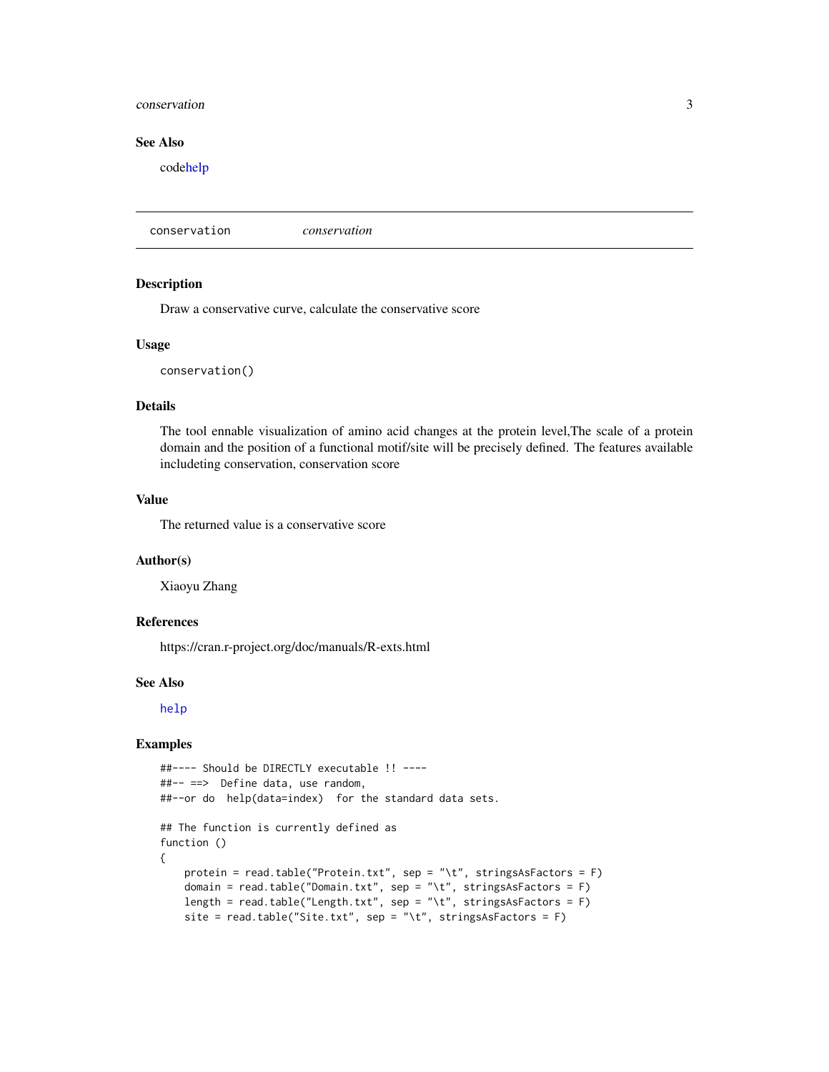### See Also

codehelp

---

## conservation — *conservation*

---

### Description

Draw a conservative curve, calculate the conservative score

### Usage

```
conservation()
```

### Details

The tool ennable visualization of amino acid changes at the protein level,The scale of a protein domain and the position of a functional motif/site will be precisely defined. The features available includeting conservation, conservation score

### Value

The returned value is a conservative score

### Author(s)

Xiaoyu Zhang

### References

https://cran.r-project.org/doc/manuals/R-exts.html

### See Also

help

### Examples

```
##---- Should be DIRECTLY executable !! ----
##-- ==>  Define data, use random,
##--or do  help(data=index)  for the standard data sets.

## The function is currently defined as
function ()
{
    protein = read.table("Protein.txt", sep = "\t", stringsAsFactors = F)
    domain = read.table("Domain.txt", sep = "\t", stringsAsFactors = F)
    length = read.table("Length.txt", sep = "\t", stringsAsFactors = F)
    site = read.table("Site.txt", sep = "\t", stringsAsFactors = F)
```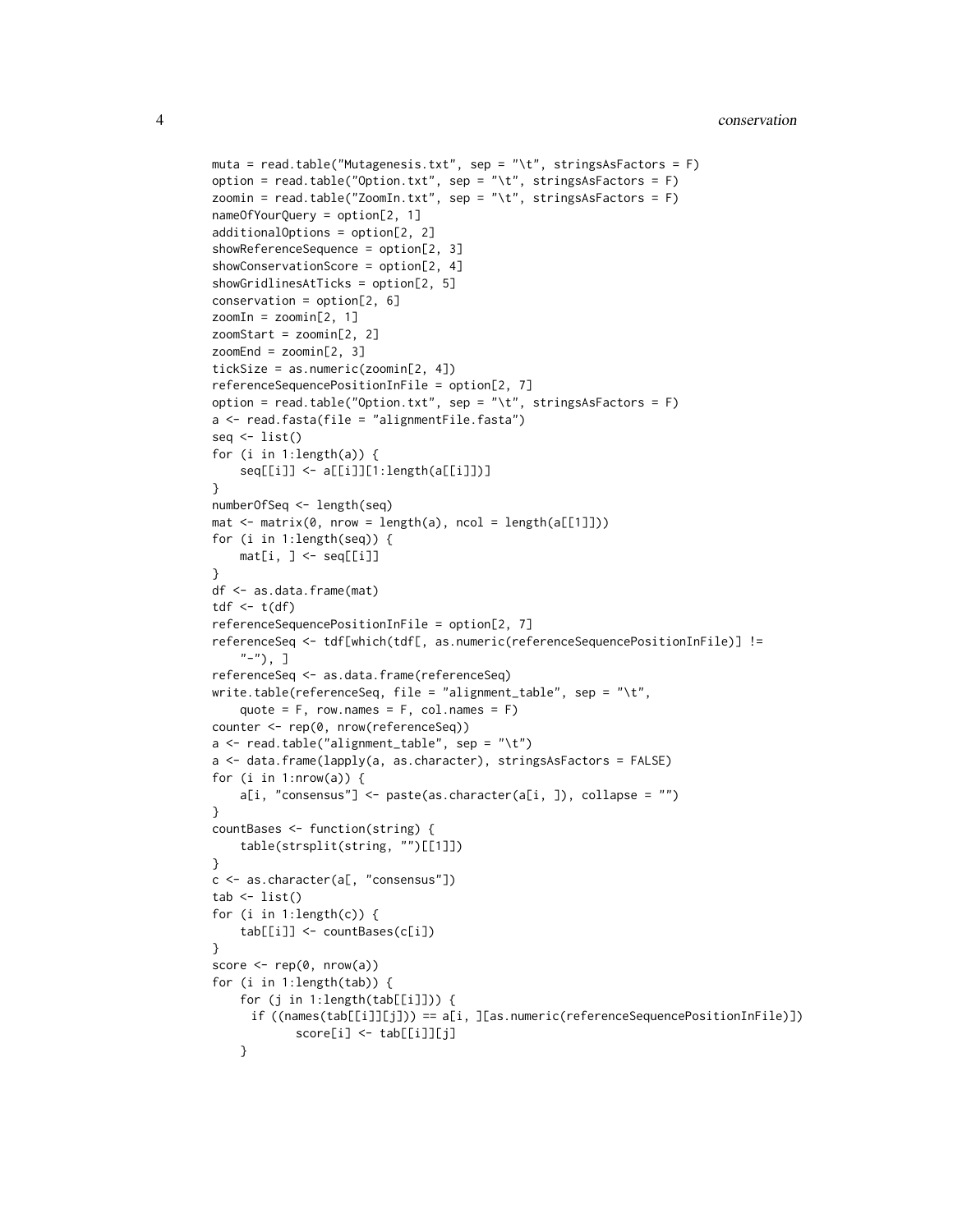```
muta = read.table("Mutagenesis.txt", sep = "\t", stringsAsFactors = F)
option = read.table("Option.txt", sep = "\t", stringsAsFactors = F)
zoomin = read.table("ZoomIn.txt", sep = "\t", stringsAsFactors = F)
nameOfYourQuery = option[2, 1]
additionalOptions = option[2, 2]
showReferenceSequence = option[2, 3]
showConservationScore = option[2, 4]
showGridlinesAtTicks = option[2, 5]
conservation = option[2, 6]
zoomIn = zoomin[2, 1]
zoomStart = zoomin[2, 2]
zoomEnd = zoomin[2, 3]
tickSize = as.numeric(zoomin[2, 4])
referenceSequencePositionInFile = option[2, 7]
option = read.table("Option.txt", sep = "\t", stringsAsFactors = F)
a <- read.fasta(file = "alignmentFile.fasta")
seq <- list()
for (i in 1:length(a)) {
    seq[[i]] <- a[[i]][1:length(a[[i]])]
}
numberOfSeq <- length(seq)
mat <- matrix(0, nrow = length(a), ncol = length(a[[1]]))
for (i in 1:length(seq)) {
    mat[i, ] <- seq[[i]]
}
df <- as.data.frame(mat)
tdf <- t(df)
referenceSequencePositionInFile = option[2, 7]
referenceSeq <- tdf[which(tdf[, as.numeric(referenceSequencePositionInFile)] !=
    "-"), ]
referenceSeq <- as.data.frame(referenceSeq)
write.table(referenceSeq, file = "alignment_table", sep = "\t",
    quote = F, row.names = F, col.names = F)
counter <- rep(0, nrow(referenceSeq))
a <- read.table("alignment_table", sep = "\t")
a <- data.frame(lapply(a, as.character), stringsAsFactors = FALSE)
for (i in 1:nrow(a)) {
    a[i, "consensus"] <- paste(as.character(a[i, ]), collapse = "")
}
countBases <- function(string) {
    table(strsplit(string, "")[[1]])
}
c <- as.character(a[, "consensus"])
tab <- list()
for (i in 1:length(c)) {
    tab[[i]] <- countBases(c[i])
}
score <- rep(0, nrow(a))
for (i in 1:length(tab)) {
    for (j in 1:length(tab[[i]])) {
      if ((names(tab[[i]][j])) == a[i, ][as.numeric(referenceSequencePositionInFile)])
            score[i] <- tab[[i]][j]
    }
```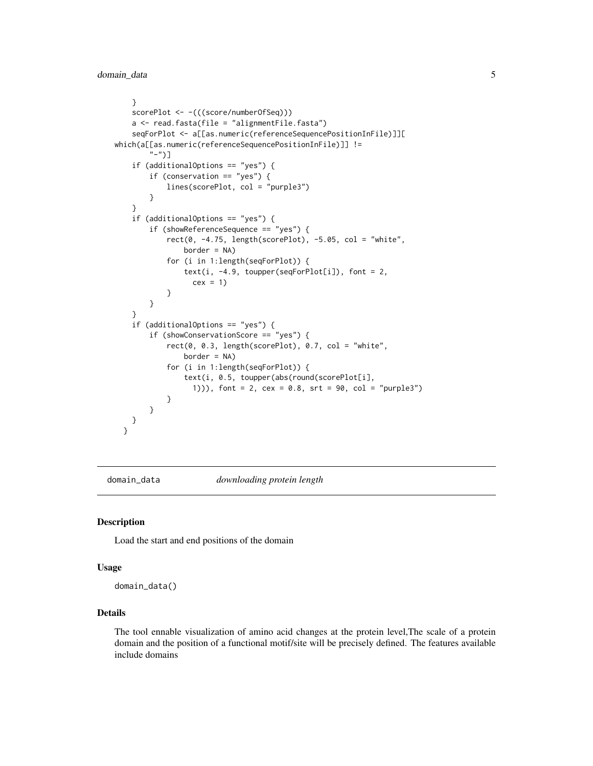```
    }
    scorePlot <- -(((score/numberOfSeq)))
    a <- read.fasta(file = "alignmentFile.fasta")
    seqForPlot <- a[[as.numeric(referenceSequencePositionInFile)]][
which(a[[as.numeric(referenceSequencePositionInFile)]] !=
        "-")]
    if (additionalOptions == "yes") {
        if (conservation == "yes") {
            lines(scorePlot, col = "purple3")
        }
    }
    if (additionalOptions == "yes") {
        if (showReferenceSequence == "yes") {
            rect(0, -4.75, length(scorePlot), -5.05, col = "white",
                border = NA)
            for (i in 1:length(seqForPlot)) {
                text(i, -4.9, toupper(seqForPlot[i]), font = 2,
                  cex = 1)
            }
        }
    }
    if (additionalOptions == "yes") {
        if (showConservationScore == "yes") {
            rect(0, 0.3, length(scorePlot), 0.7, col = "white",
                border = NA)
            for (i in 1:length(seqForPlot)) {
                text(i, 0.5, toupper(abs(round(scorePlot[i],
                  1))), font = 2, cex = 0.8, srt = 90, col = "purple3")
            }
        }
    }
  }
```

---

## domain_data *downloading protein length*

---

### Description

Load the start and end positions of the domain

### Usage

```
domain_data()
```

### Details

The tool ennable visualization of amino acid changes at the protein level,The scale of a protein domain and the position of a functional motif/site will be precisely defined. The features available include domains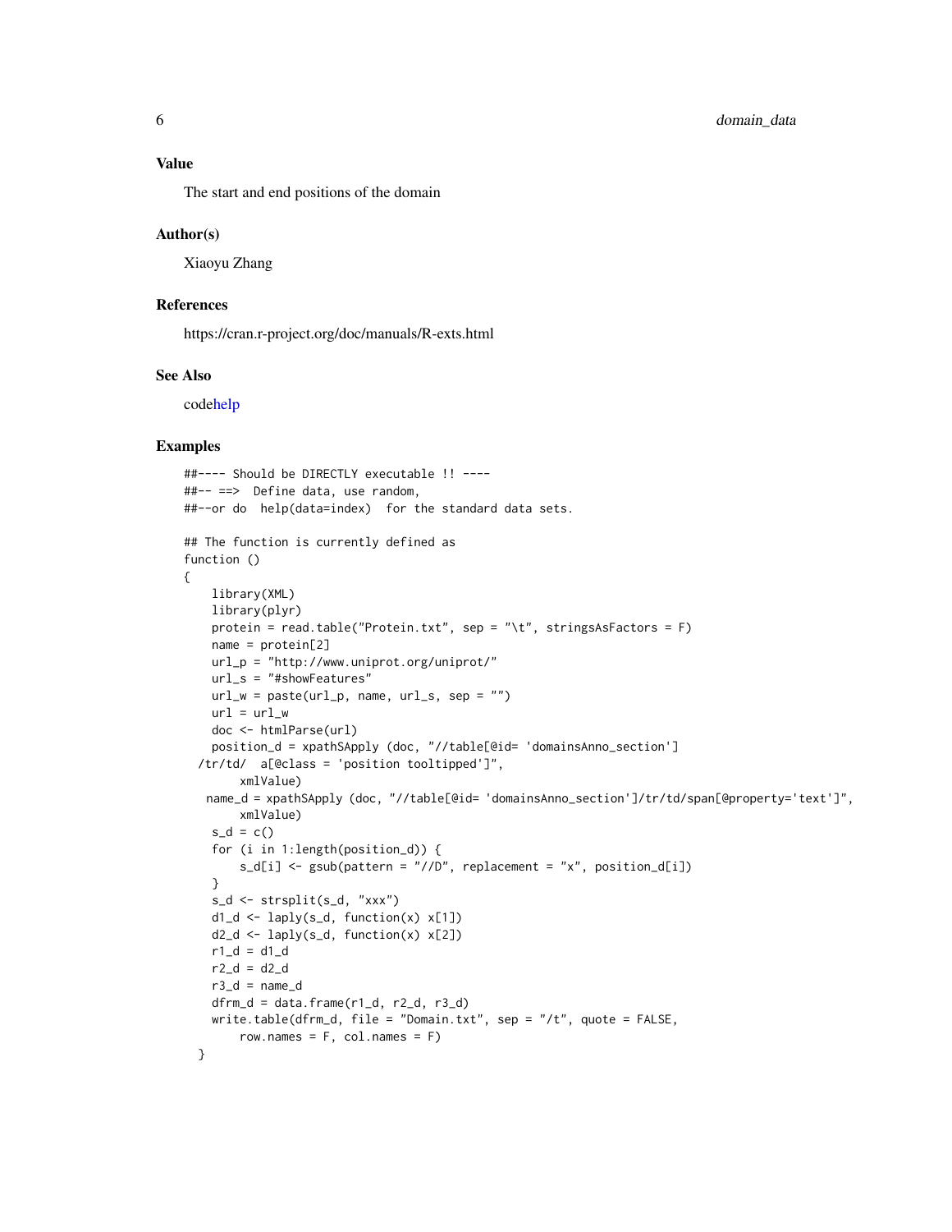## Value

The start and end positions of the domain

## Author(s)

Xiaoyu Zhang

## References

https://cran.r-project.org/doc/manuals/R-exts.html

## See Also

codehelp

## Examples

```
##---- Should be DIRECTLY executable !! ----
##-- ==>  Define data, use random,
##--or do  help(data=index)  for the standard data sets.

## The function is currently defined as
function ()
{
    library(XML)
    library(plyr)
    protein = read.table("Protein.txt", sep = "\t", stringsAsFactors = F)
    name = protein[2]
    url_p = "http://www.uniprot.org/uniprot/"
    url_s = "#showFeatures"
    url_w = paste(url_p, name, url_s, sep = "")
    url = url_w
    doc <- htmlParse(url)
    position_d = xpathSApply (doc, "//table[@id= 'domainsAnno_section']
  /tr/td/  a[@class = 'position tooltipped']",
        xmlValue)
   name_d = xpathSApply (doc, "//table[@id= 'domainsAnno_section']/tr/td/span[@property='text']",
        xmlValue)
    s_d = c()
    for (i in 1:length(position_d)) {
        s_d[i] <- gsub(pattern = "//D", replacement = "x", position_d[i])
    }
    s_d <- strsplit(s_d, "xxx")
    d1_d <- laply(s_d, function(x) x[1])
    d2_d <- laply(s_d, function(x) x[2])
    r1_d = d1_d
    r2_d = d2_d
    r3_d = name_d
    dfrm_d = data.frame(r1_d, r2_d, r3_d)
    write.table(dfrm_d, file = "Domain.txt", sep = "/t", quote = FALSE,
        row.names = F, col.names = F)
  }
```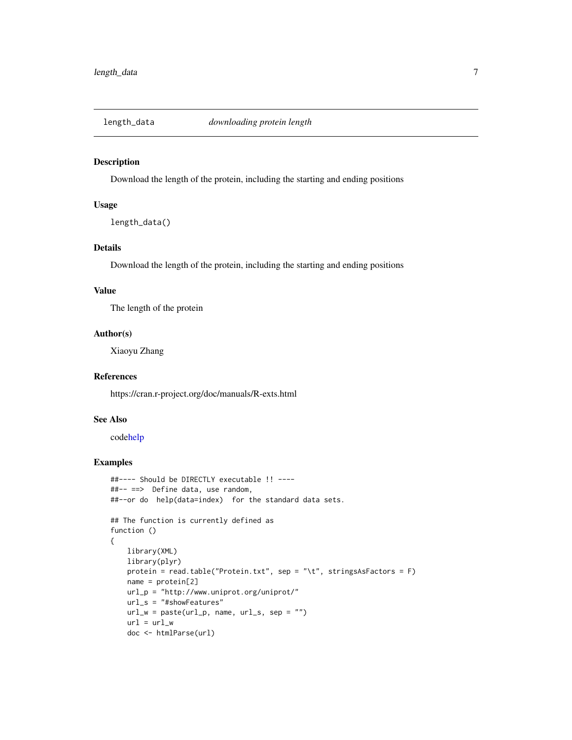## length_data *downloading protein length*

### Description

Download the length of the protein, including the starting and ending positions

### Usage

```
length_data()
```

### Details

Download the length of the protein, including the starting and ending positions

### Value

The length of the protein

### Author(s)

Xiaoyu Zhang

### References

https://cran.r-project.org/doc/manuals/R-exts.html

### See Also

codehelp

### Examples

```
##---- Should be DIRECTLY executable !! ----
##-- ==>  Define data, use random,
##--or do  help(data=index)  for the standard data sets.

## The function is currently defined as
function ()
{
    library(XML)
    library(plyr)
    protein = read.table("Protein.txt", sep = "\t", stringsAsFactors = F)
    name = protein[2]
    url_p = "http://www.uniprot.org/uniprot/"
    url_s = "#showFeatures"
    url_w = paste(url_p, name, url_s, sep = "")
    url = url_w
    doc <- htmlParse(url)
```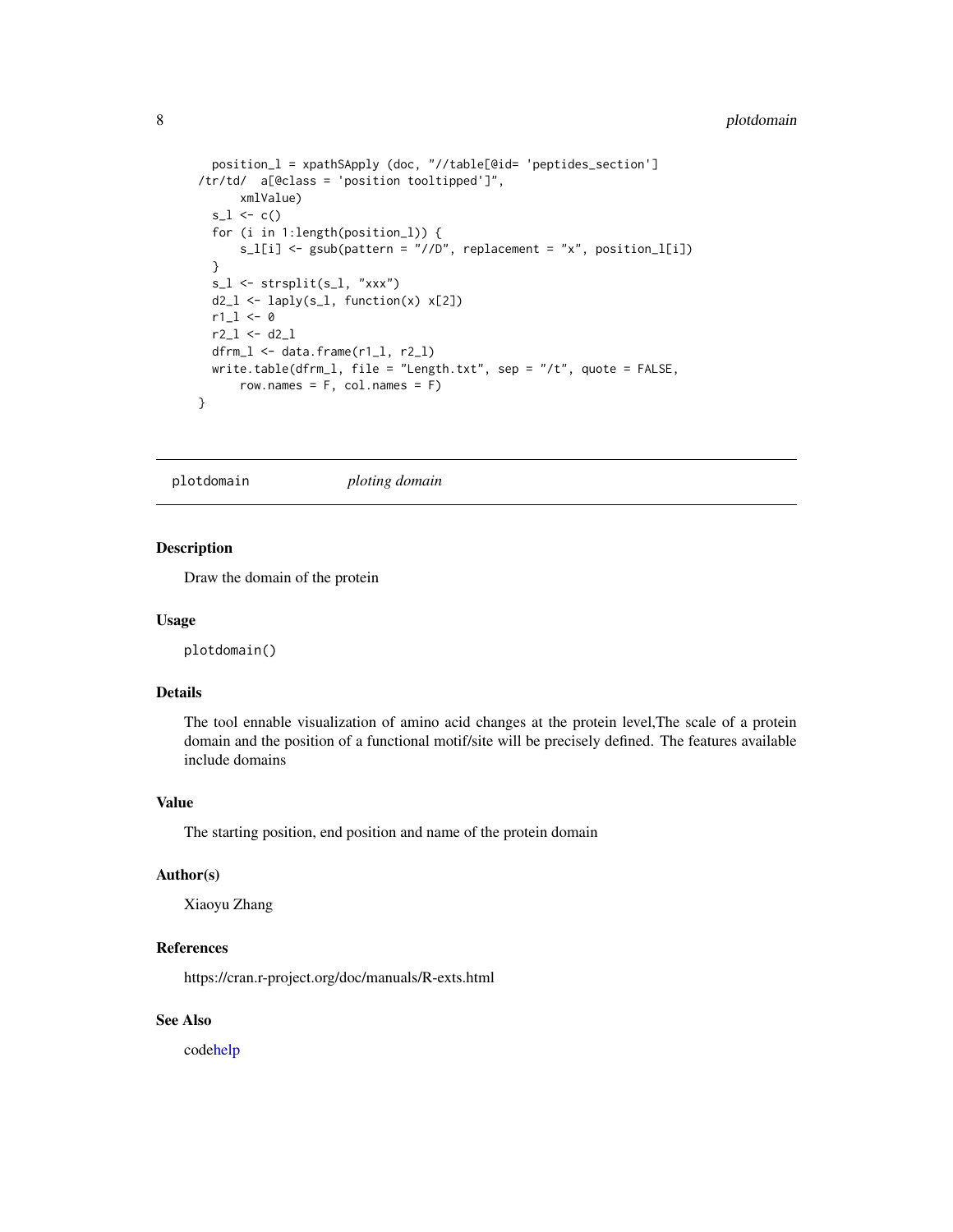```
  position_l = xpathSApply (doc, "//table[@id= 'peptides_section']
/tr/td/  a[@class = 'position tooltipped']",
      xmlValue)
  s_l <- c()
  for (i in 1:length(position_l)) {
      s_l[i] <- gsub(pattern = "//D", replacement = "x", position_l[i])
  }
  s_l <- strsplit(s_l, "xxx")
  d2_l <- laply(s_l, function(x) x[2])
  r1_l <- 0
  r2_l <- d2_l
  dfrm_l <- data.frame(r1_l, r2_l)
  write.table(dfrm_l, file = "Length.txt", sep = "/t", quote = FALSE,
      row.names = F, col.names = F)
}
```

---

## plotdomain *ploting domain*

### Description

Draw the domain of the protein

### Usage

```
plotdomain()
```

### Details

The tool ennable visualization of amino acid changes at the protein level,The scale of a protein domain and the position of a functional motif/site will be precisely defined. The features available include domains

### Value

The starting position, end position and name of the protein domain

### Author(s)

Xiaoyu Zhang

### References

https://cran.r-project.org/doc/manuals/R-exts.html

### See Also

codehelp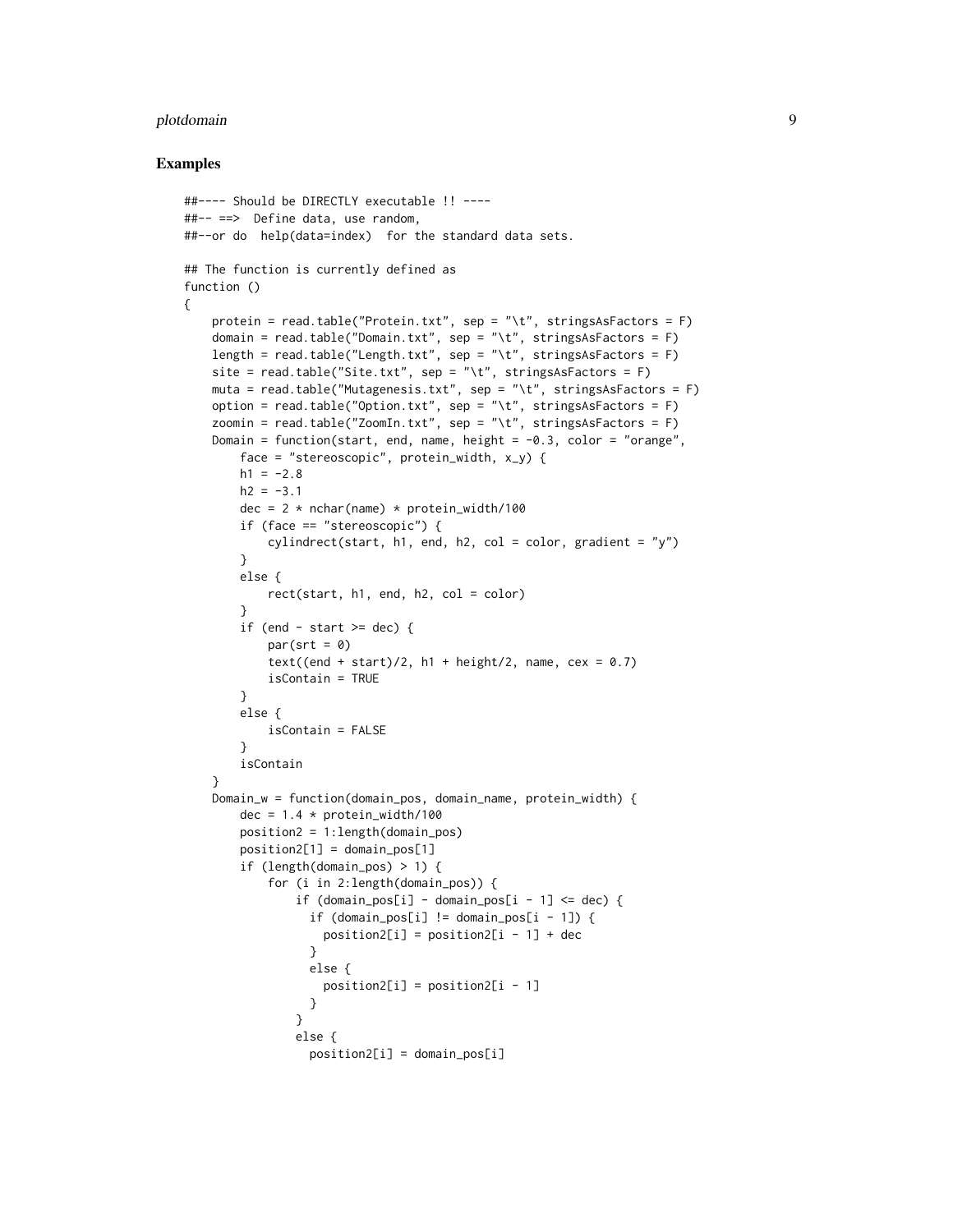## Examples

```
##---- Should be DIRECTLY executable !! ----
##-- ==>  Define data, use random,
##--or do  help(data=index)  for the standard data sets.

## The function is currently defined as
function ()
{
    protein = read.table("Protein.txt", sep = "\t", stringsAsFactors = F)
    domain = read.table("Domain.txt", sep = "\t", stringsAsFactors = F)
    length = read.table("Length.txt", sep = "\t", stringsAsFactors = F)
    site = read.table("Site.txt", sep = "\t", stringsAsFactors = F)
    muta = read.table("Mutagenesis.txt", sep = "\t", stringsAsFactors = F)
    option = read.table("Option.txt", sep = "\t", stringsAsFactors = F)
    zoomin = read.table("ZoomIn.txt", sep = "\t", stringsAsFactors = F)
    Domain = function(start, end, name, height = -0.3, color = "orange",
        face = "stereoscopic", protein_width, x_y) {
        h1 = -2.8
        h2 = -3.1
        dec = 2 * nchar(name) * protein_width/100
        if (face == "stereoscopic") {
            cylindrect(start, h1, end, h2, col = color, gradient = "y")
        }
        else {
            rect(start, h1, end, h2, col = color)
        }
        if (end - start >= dec) {
            par(srt = 0)
            text((end + start)/2, h1 + height/2, name, cex = 0.7)
            isContain = TRUE
        }
        else {
            isContain = FALSE
        }
        isContain
    }
    Domain_w = function(domain_pos, domain_name, protein_width) {
        dec = 1.4 * protein_width/100
        position2 = 1:length(domain_pos)
        position2[1] = domain_pos[1]
        if (length(domain_pos) > 1) {
            for (i in 2:length(domain_pos)) {
                if (domain_pos[i] - domain_pos[i - 1] <= dec) {
                  if (domain_pos[i] != domain_pos[i - 1]) {
                    position2[i] = position2[i - 1] + dec
                  }
                  else {
                    position2[i] = position2[i - 1]
                  }
                }
                else {
                  position2[i] = domain_pos[i]
```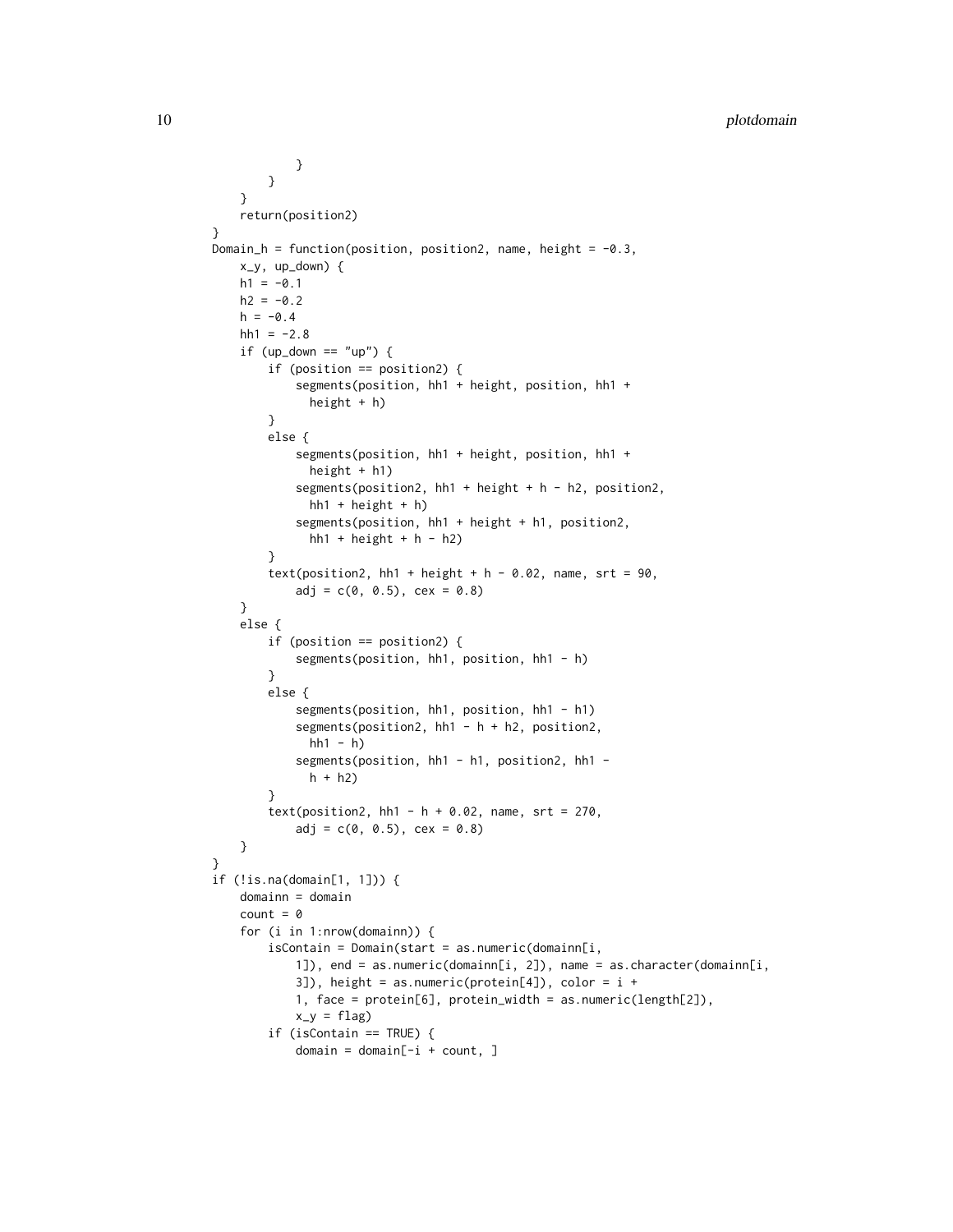```
            }
        }
    }
    return(position2)
}
Domain_h = function(position, position2, name, height = -0.3,
    x_y, up_down) {
    h1 = -0.1
    h2 = -0.2
    h = -0.4
    hh1 = -2.8
    if (up_down == "up") {
        if (position == position2) {
            segments(position, hh1 + height, position, hh1 +
              height + h)
        }
        else {
            segments(position, hh1 + height, position, hh1 +
              height + h1)
            segments(position2, hh1 + height + h - h2, position2,
              hh1 + height + h)
            segments(position, hh1 + height + h1, position2,
              hh1 + height + h - h2)
        }
        text(position2, hh1 + height + h - 0.02, name, srt = 90,
            adj = c(0, 0.5), cex = 0.8)
    }
    else {
        if (position == position2) {
            segments(position, hh1, position, hh1 - h)
        }
        else {
            segments(position, hh1, position, hh1 - h1)
            segments(position2, hh1 - h + h2, position2,
              hh1 - h)
            segments(position, hh1 - h1, position2, hh1 -
              h + h2)
        }
        text(position2, hh1 - h + 0.02, name, srt = 270,
            adj = c(0, 0.5), cex = 0.8)
    }
}
if (!is.na(domain[1, 1])) {
    domainn = domain
    count = 0
    for (i in 1:nrow(domainn)) {
        isContain = Domain(start = as.numeric(domainn[i,
            1]), end = as.numeric(domainn[i, 2]), name = as.character(domainn[i,
            3]), height = as.numeric(protein[4]), color = i +
            1, face = protein[6], protein_width = as.numeric(length[2]),
            x_y = flag)
        if (isContain == TRUE) {
            domain = domain[-i + count, ]
```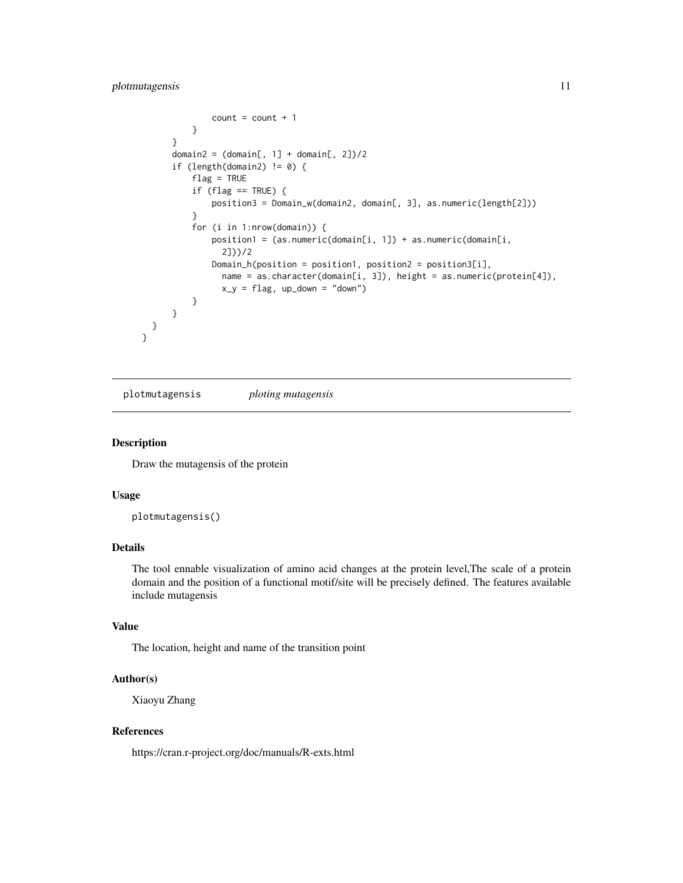```
                count = count + 1
            }
        }
        domain2 = (domain[, 1] + domain[, 2])/2
        if (length(domain2) != 0) {
            flag = TRUE
            if (flag == TRUE) {
                position3 = Domain_w(domain2, domain[, 3], as.numeric(length[2]))
            }
            for (i in 1:nrow(domain)) {
                position1 = (as.numeric(domain[i, 1]) + as.numeric(domain[i,
                  2]))/2
                Domain_h(position = position1, position2 = position3[i],
                  name = as.character(domain[i, 3]), height = as.numeric(protein[4]),
                  x_y = flag, up_down = "down")
            }
        }
    }
  }
```

## plotmutagensis *ploting mutagensis*

### Description

Draw the mutagensis of the protein

### Usage

```
plotmutagensis()
```

### Details

The tool ennable visualization of amino acid changes at the protein level,The scale of a protein domain and the position of a functional motif/site will be precisely defined. The features available include mutagensis

### Value

The location, height and name of the transition point

### Author(s)

Xiaoyu Zhang

### References

https://cran.r-project.org/doc/manuals/R-exts.html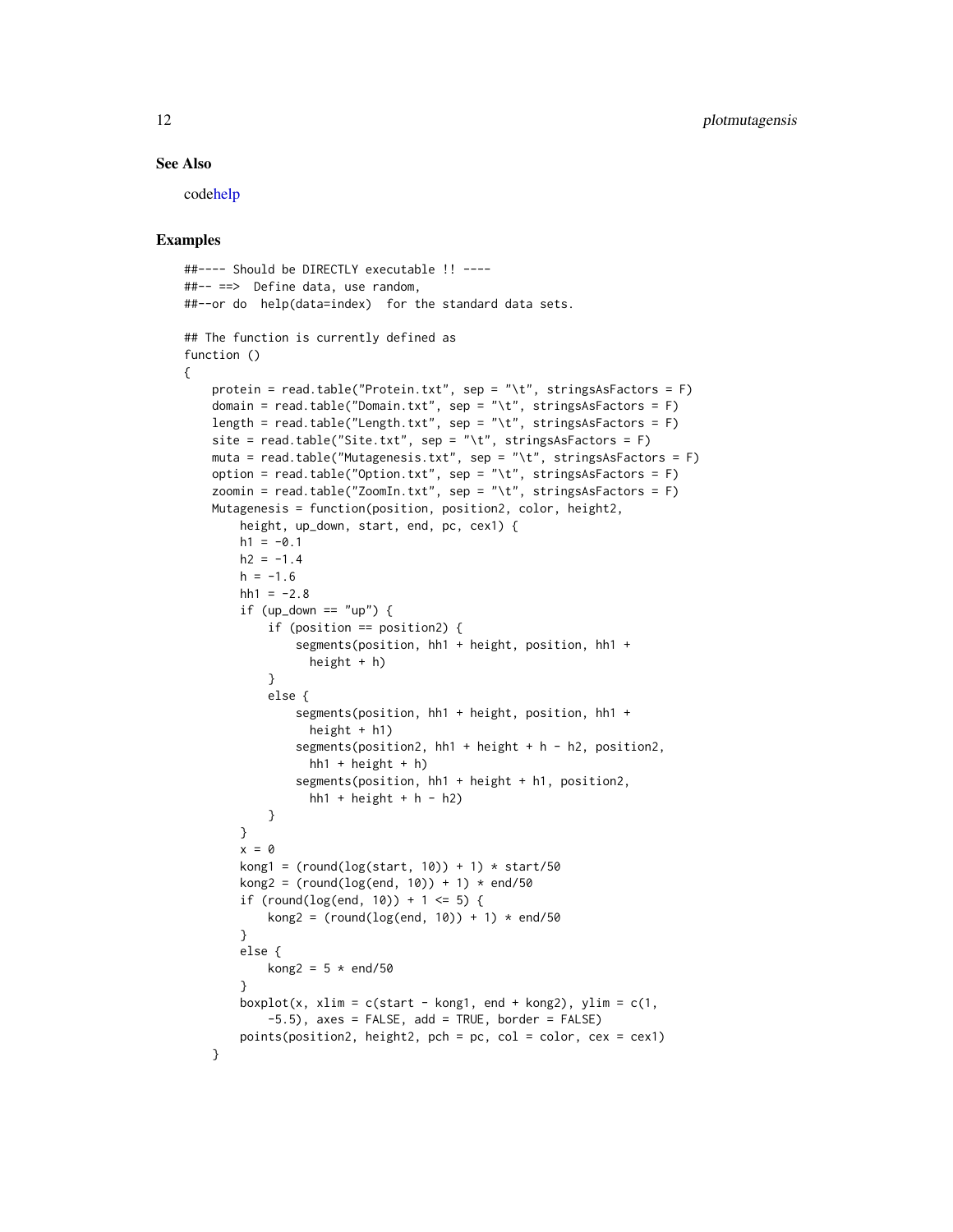## See Also

codehelp

## Examples

```
##---- Should be DIRECTLY executable !! ----
##-- ==>  Define data, use random,
##--or do  help(data=index)  for the standard data sets.

## The function is currently defined as
function ()
{
    protein = read.table("Protein.txt", sep = "\t", stringsAsFactors = F)
    domain = read.table("Domain.txt", sep = "\t", stringsAsFactors = F)
    length = read.table("Length.txt", sep = "\t", stringsAsFactors = F)
    site = read.table("Site.txt", sep = "\t", stringsAsFactors = F)
    muta = read.table("Mutagenesis.txt", sep = "\t", stringsAsFactors = F)
    option = read.table("Option.txt", sep = "\t", stringsAsFactors = F)
    zoomin = read.table("ZoomIn.txt", sep = "\t", stringsAsFactors = F)
    Mutagenesis = function(position, position2, color, height2,
        height, up_down, start, end, pc, cex1) {
        h1 = -0.1
        h2 = -1.4
        h = -1.6
        hh1 = -2.8
        if (up_down == "up") {
            if (position == position2) {
                segments(position, hh1 + height, position, hh1 +
                  height + h)
            }
            else {
                segments(position, hh1 + height, position, hh1 +
                  height + h1)
                segments(position2, hh1 + height + h - h2, position2,
                  hh1 + height + h)
                segments(position, hh1 + height + h1, position2,
                  hh1 + height + h - h2)
            }
        }
        x = 0
        kong1 = (round(log(start, 10)) + 1) * start/50
        kong2 = (round(log(end, 10)) + 1) * end/50
        if (round(log(end, 10)) + 1 <= 5) {
            kong2 = (round(log(end, 10)) + 1) * end/50
        }
        else {
            kong2 = 5 * end/50
        }
        boxplot(x, xlim = c(start - kong1, end + kong2), ylim = c(1,
            -5.5), axes = FALSE, add = TRUE, border = FALSE)
        points(position2, height2, pch = pc, col = color, cex = cex1)
    }
```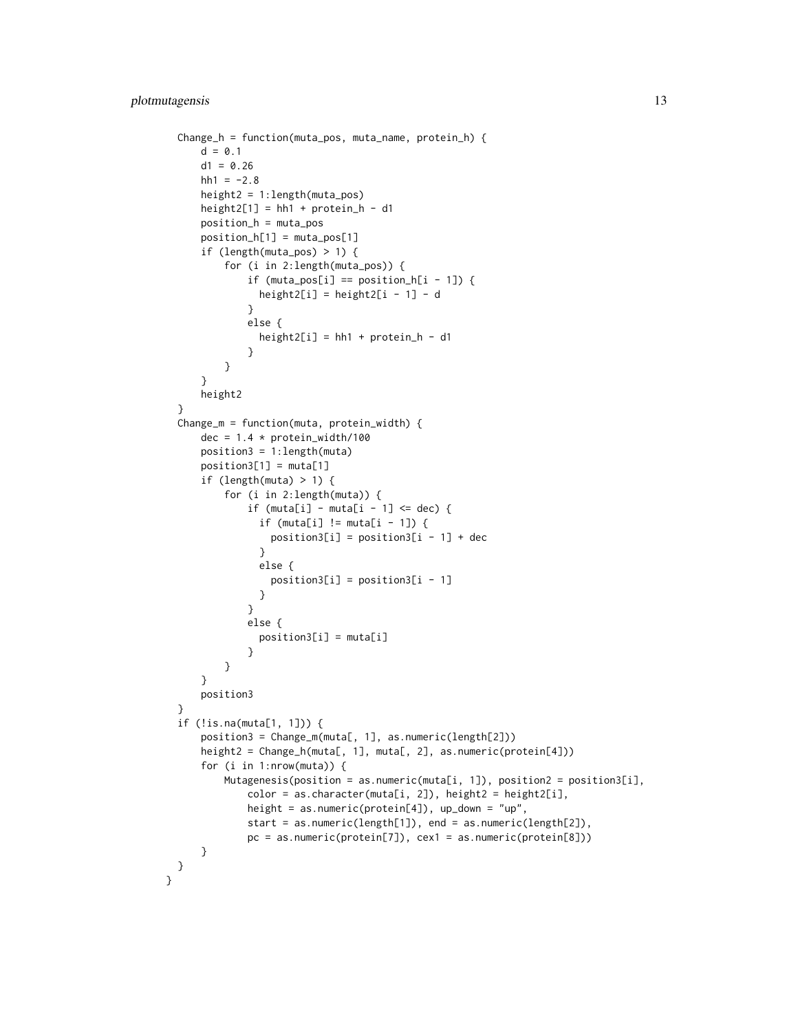```
  Change_h = function(muta_pos, muta_name, protein_h) {
      d = 0.1
      d1 = 0.26
      hh1 = -2.8
      height2 = 1:length(muta_pos)
      height2[1] = hh1 + protein_h - d1
      position_h = muta_pos
      position_h[1] = muta_pos[1]
      if (length(muta_pos) > 1) {
          for (i in 2:length(muta_pos)) {
              if (muta_pos[i] == position_h[i - 1]) {
                height2[i] = height2[i - 1] - d
              }
              else {
                height2[i] = hh1 + protein_h - d1
              }
          }
      }
      height2
  }
  Change_m = function(muta, protein_width) {
      dec = 1.4 * protein_width/100
      position3 = 1:length(muta)
      position3[1] = muta[1]
      if (length(muta) > 1) {
          for (i in 2:length(muta)) {
              if (muta[i] - muta[i - 1] <= dec) {
                if (muta[i] != muta[i - 1]) {
                  position3[i] = position3[i - 1] + dec
                }
                else {
                  position3[i] = position3[i - 1]
                }
              }
              else {
                position3[i] = muta[i]
              }
          }
      }
      position3
  }
  if (!is.na(muta[1, 1])) {
      position3 = Change_m(muta[, 1], as.numeric(length[2]))
      height2 = Change_h(muta[, 1], muta[, 2], as.numeric(protein[4]))
      for (i in 1:nrow(muta)) {
          Mutagenesis(position = as.numeric(muta[i, 1]), position2 = position3[i],
              color = as.character(muta[i, 2]), height2 = height2[i],
              height = as.numeric(protein[4]), up_down = "up",
              start = as.numeric(length[1]), end = as.numeric(length[2]),
              pc = as.numeric(protein[7]), cex1 = as.numeric(protein[8]))
      }
  }
}
```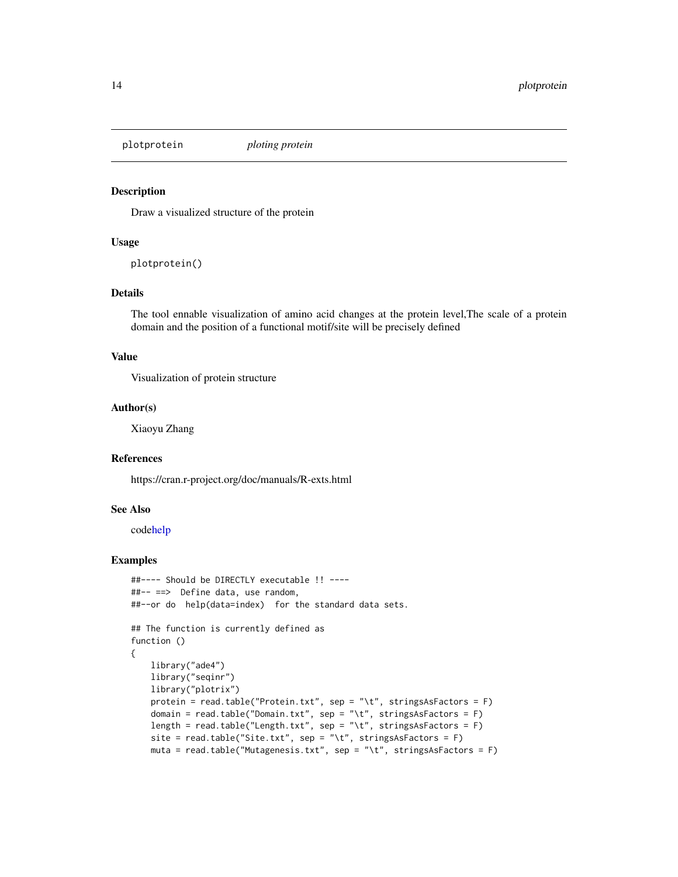plotprotein *ploting protein*

## Description

Draw a visualized structure of the protein

## Usage

```
plotprotein()
```

## Details

The tool ennable visualization of amino acid changes at the protein level,The scale of a protein domain and the position of a functional motif/site will be precisely defined

## Value

Visualization of protein structure

## Author(s)

Xiaoyu Zhang

## References

https://cran.r-project.org/doc/manuals/R-exts.html

## See Also

codehelp

## Examples

```
##---- Should be DIRECTLY executable !! ----
##-- ==>  Define data, use random,
##--or do  help(data=index)  for the standard data sets.

## The function is currently defined as
function ()
{
    library("ade4")
    library("seqinr")
    library("plotrix")
    protein = read.table("Protein.txt", sep = "\t", stringsAsFactors = F)
    domain = read.table("Domain.txt", sep = "\t", stringsAsFactors = F)
    length = read.table("Length.txt", sep = "\t", stringsAsFactors = F)
    site = read.table("Site.txt", sep = "\t", stringsAsFactors = F)
    muta = read.table("Mutagenesis.txt", sep = "\t", stringsAsFactors = F)
```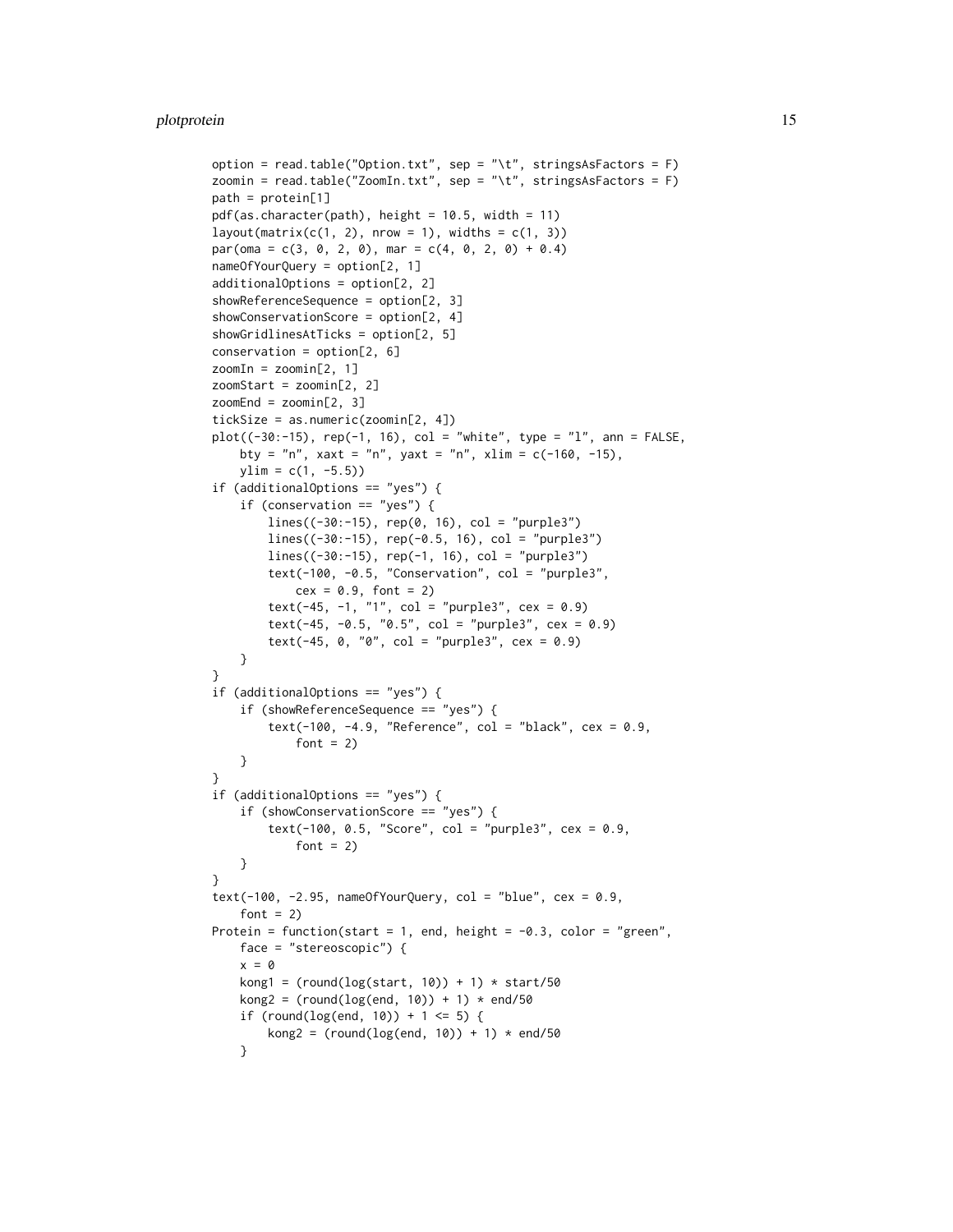```
option = read.table("Option.txt", sep = "\t", stringsAsFactors = F)
zoomin = read.table("ZoomIn.txt", sep = "\t", stringsAsFactors = F)
path = protein[1]
pdf(as.character(path), height = 10.5, width = 11)
layout(matrix(c(1, 2), nrow = 1), widths = c(1, 3))
par(oma = c(3, 0, 2, 0), mar = c(4, 0, 2, 0) + 0.4)
nameOfYourQuery = option[2, 1]
additionalOptions = option[2, 2]
showReferenceSequence = option[2, 3]
showConservationScore = option[2, 4]
showGridlinesAtTicks = option[2, 5]
conservation = option[2, 6]
zoomIn = zoomin[2, 1]
zoomStart = zoomin[2, 2]
zoomEnd = zoomin[2, 3]
tickSize = as.numeric(zoomin[2, 4])
plot((-30:-15), rep(-1, 16), col = "white", type = "l", ann = FALSE,
    bty = "n", xaxt = "n", yaxt = "n", xlim = c(-160, -15),
    ylim = c(1, -5.5))
if (additionalOptions == "yes") {
    if (conservation == "yes") {
        lines((-30:-15), rep(0, 16), col = "purple3")
        lines((-30:-15), rep(-0.5, 16), col = "purple3")
        lines((-30:-15), rep(-1, 16), col = "purple3")
        text(-100, -0.5, "Conservation", col = "purple3",
            cex = 0.9, font = 2)
        text(-45, -1, "1", col = "purple3", cex = 0.9)
        text(-45, -0.5, "0.5", col = "purple3", cex = 0.9)
        text(-45, 0, "0", col = "purple3", cex = 0.9)
    }
}
if (additionalOptions == "yes") {
    if (showReferenceSequence == "yes") {
        text(-100, -4.9, "Reference", col = "black", cex = 0.9,
            font = 2)
    }
}
if (additionalOptions == "yes") {
    if (showConservationScore == "yes") {
        text(-100, 0.5, "Score", col = "purple3", cex = 0.9,
            font = 2)
    }
}
text(-100, -2.95, nameOfYourQuery, col = "blue", cex = 0.9,
    font = 2)
Protein = function(start = 1, end, height = -0.3, color = "green",
    face = "stereoscopic") {
    x = 0
    kong1 = (round(log(start, 10)) + 1) * start/50
    kong2 = (round(log(end, 10)) + 1) * end/50
    if (round(log(end, 10)) + 1 <= 5) {
        kong2 = (round(log(end, 10)) + 1) * end/50
    }
```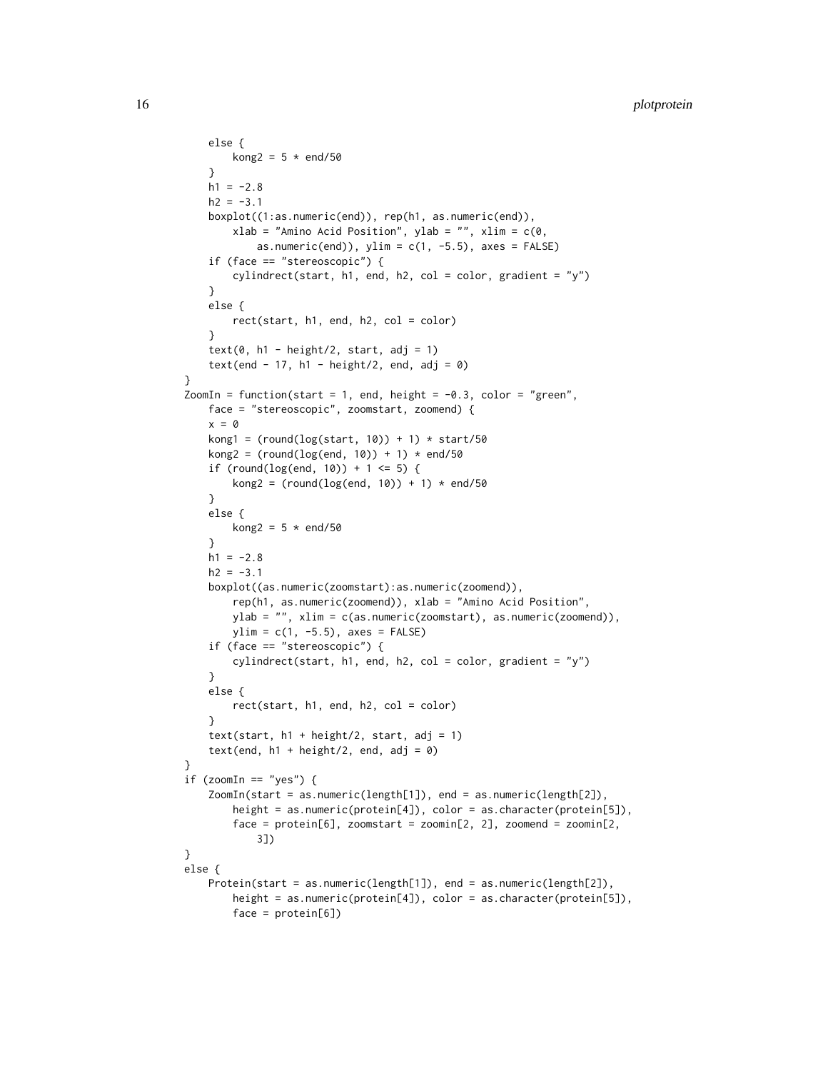```
    else {
        kong2 = 5 * end/50
    }
    h1 = -2.8
    h2 = -3.1
    boxplot((1:as.numeric(end)), rep(h1, as.numeric(end)),
        xlab = "Amino Acid Position", ylab = "", xlim = c(0,
            as.numeric(end)), ylim = c(1, -5.5), axes = FALSE)
    if (face == "stereoscopic") {
        cylindrect(start, h1, end, h2, col = color, gradient = "y")
    }
    else {
        rect(start, h1, end, h2, col = color)
    }
    text(0, h1 - height/2, start, adj = 1)
    text(end - 17, h1 - height/2, end, adj = 0)
}
ZoomIn = function(start = 1, end, height = -0.3, color = "green",
    face = "stereoscopic", zoomstart, zoomend) {
    x = 0
    kong1 = (round(log(start, 10)) + 1) * start/50
    kong2 = (round(log(end, 10)) + 1) * end/50
    if (round(log(end, 10)) + 1 <= 5) {
        kong2 = (round(log(end, 10)) + 1) * end/50
    }
    else {
        kong2 = 5 * end/50
    }
    h1 = -2.8
    h2 = -3.1
    boxplot((as.numeric(zoomstart):as.numeric(zoomend)),
        rep(h1, as.numeric(zoomend)), xlab = "Amino Acid Position",
        ylab = "", xlim = c(as.numeric(zoomstart), as.numeric(zoomend)),
        ylim = c(1, -5.5), axes = FALSE)
    if (face == "stereoscopic") {
        cylindrect(start, h1, end, h2, col = color, gradient = "y")
    }
    else {
        rect(start, h1, end, h2, col = color)
    }
    text(start, h1 + height/2, start, adj = 1)
    text(end, h1 + height/2, end, adj = 0)
}
if (zoomIn == "yes") {
    ZoomIn(start = as.numeric(length[1]), end = as.numeric(length[2]),
        height = as.numeric(protein[4]), color = as.character(protein[5]),
        face = protein[6], zoomstart = zoomin[2, 2], zoomend = zoomin[2,
            3])
}
else {
    Protein(start = as.numeric(length[1]), end = as.numeric(length[2]),
        height = as.numeric(protein[4]), color = as.character(protein[5]),
        face = protein[6])
```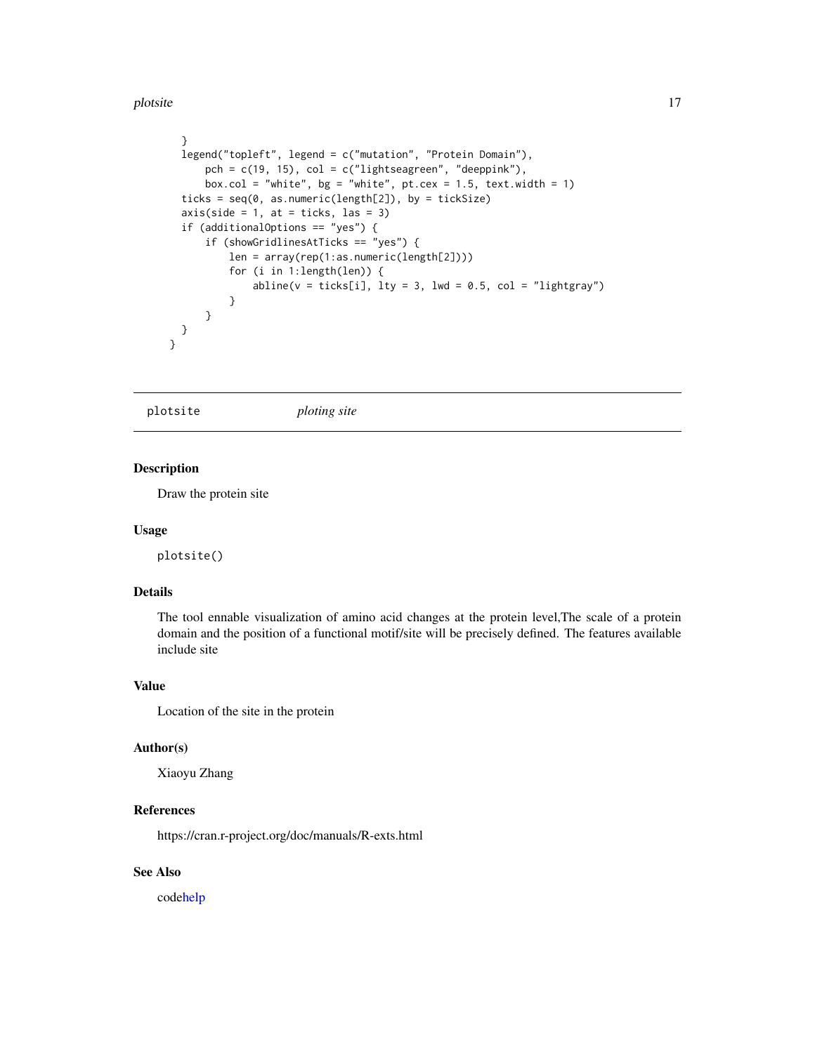```
    }
    legend("topleft", legend = c("mutation", "Protein Domain"),
        pch = c(19, 15), col = c("lightseagreen", "deeppink"),
        box.col = "white", bg = "white", pt.cex = 1.5, text.width = 1)
    ticks = seq(0, as.numeric(length[2]), by = tickSize)
    axis(side = 1, at = ticks, las = 3)
    if (additionalOptions == "yes") {
        if (showGridlinesAtTicks == "yes") {
            len = array(rep(1:as.numeric(length[2])))
            for (i in 1:length(len)) {
                abline(v = ticks[i], lty = 3, lwd = 0.5, col = "lightgray")
            }
        }
    }
  }
```

---

plotsite *ploting site*

---

## Description

Draw the protein site

## Usage

```
plotsite()
```

## Details

The tool ennable visualization of amino acid changes at the protein level,The scale of a protein domain and the position of a functional motif/site will be precisely defined. The features available include site

## Value

Location of the site in the protein

## Author(s)

Xiaoyu Zhang

## References

https://cran.r-project.org/doc/manuals/R-exts.html

## See Also

codehelp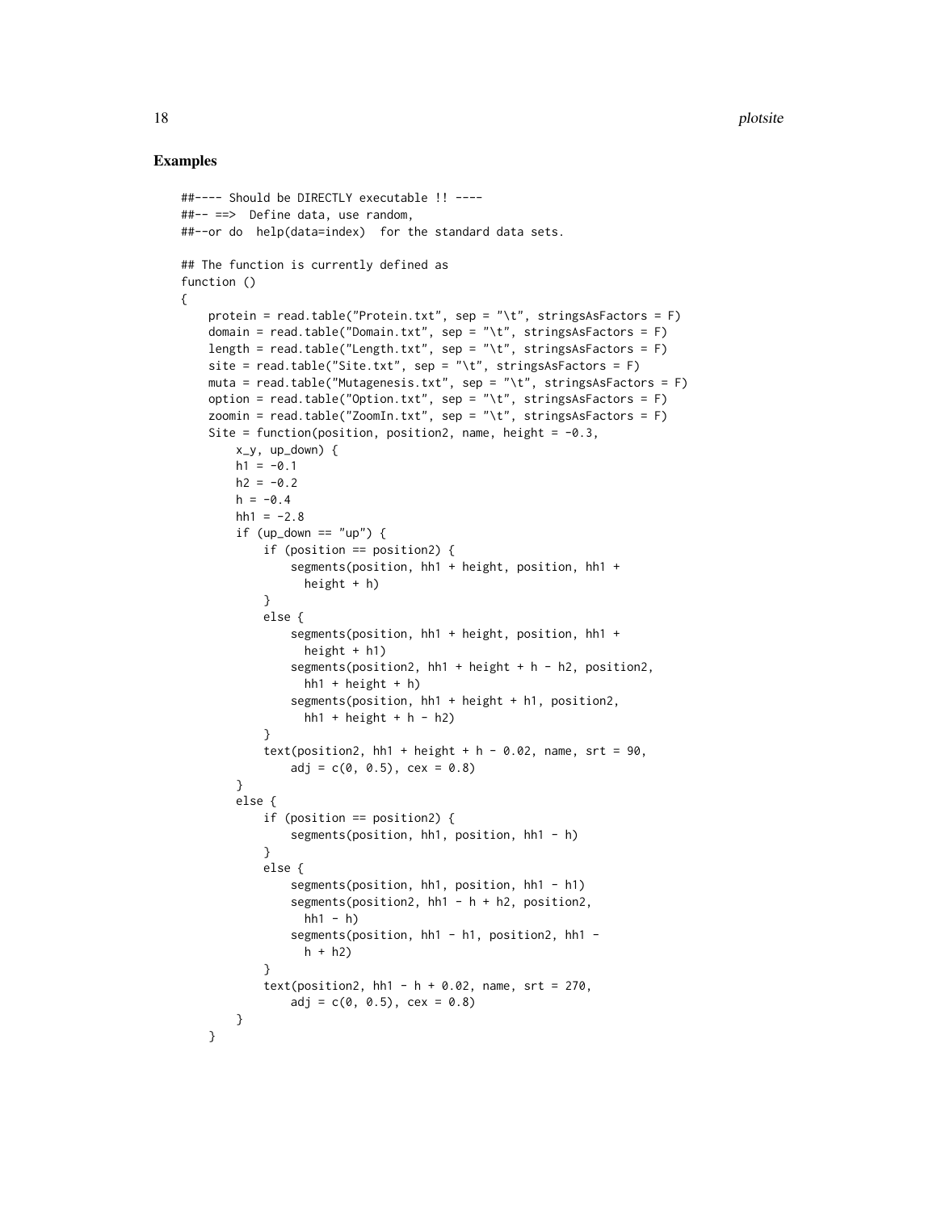## Examples

```
##---- Should be DIRECTLY executable !! ----
##-- ==>  Define data, use random,
##--or do  help(data=index)  for the standard data sets.

## The function is currently defined as
function ()
{
    protein = read.table("Protein.txt", sep = "\t", stringsAsFactors = F)
    domain = read.table("Domain.txt", sep = "\t", stringsAsFactors = F)
    length = read.table("Length.txt", sep = "\t", stringsAsFactors = F)
    site = read.table("Site.txt", sep = "\t", stringsAsFactors = F)
    muta = read.table("Mutagenesis.txt", sep = "\t", stringsAsFactors = F)
    option = read.table("Option.txt", sep = "\t", stringsAsFactors = F)
    zoomin = read.table("ZoomIn.txt", sep = "\t", stringsAsFactors = F)
    Site = function(position, position2, name, height = -0.3,
        x_y, up_down) {
        h1 = -0.1
        h2 = -0.2
        h = -0.4
        hh1 = -2.8
        if (up_down == "up") {
            if (position == position2) {
                segments(position, hh1 + height, position, hh1 +
                  height + h)
            }
            else {
                segments(position, hh1 + height, position, hh1 +
                  height + h1)
                segments(position2, hh1 + height + h - h2, position2,
                  hh1 + height + h)
                segments(position, hh1 + height + h1, position2,
                  hh1 + height + h - h2)
            }
            text(position2, hh1 + height + h - 0.02, name, srt = 90,
                adj = c(0, 0.5), cex = 0.8)
        }
        else {
            if (position == position2) {
                segments(position, hh1, position, hh1 - h)
            }
            else {
                segments(position, hh1, position, hh1 - h1)
                segments(position2, hh1 - h + h2, position2,
                  hh1 - h)
                segments(position, hh1 - h1, position2, hh1 -
                  h + h2)
            }
            text(position2, hh1 - h + 0.02, name, srt = 270,
                adj = c(0, 0.5), cex = 0.8)
        }
    }
```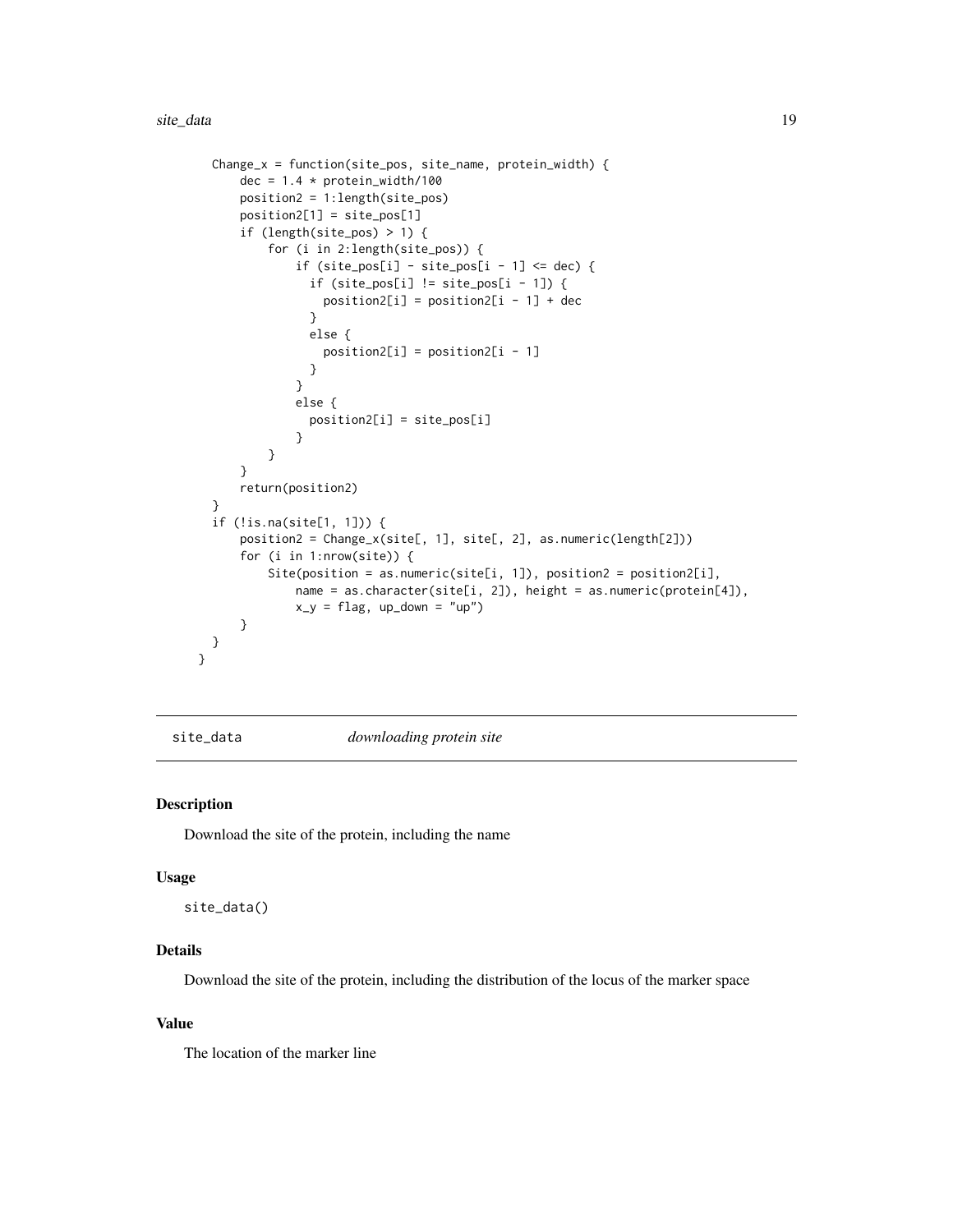```
    Change_x = function(site_pos, site_name, protein_width) {
        dec = 1.4 * protein_width/100
        position2 = 1:length(site_pos)
        position2[1] = site_pos[1]
        if (length(site_pos) > 1) {
            for (i in 2:length(site_pos)) {
                if (site_pos[i] - site_pos[i - 1] <= dec) {
                  if (site_pos[i] != site_pos[i - 1]) {
                    position2[i] = position2[i - 1] + dec
                  }
                  else {
                    position2[i] = position2[i - 1]
                  }
                }
                else {
                  position2[i] = site_pos[i]
                }
            }
        }
        return(position2)
    }
    if (!is.na(site[1, 1])) {
        position2 = Change_x(site[, 1], site[, 2], as.numeric(length[2]))
        for (i in 1:nrow(site)) {
            Site(position = as.numeric(site[i, 1]), position2 = position2[i],
                name = as.character(site[i, 2]), height = as.numeric(protein[4]),
                x_y = flag, up_down = "up")
        }
    }
  }
```

## site_data *downloading protein site*

### Description

Download the site of the protein, including the name

### Usage

```
site_data()
```

### Details

Download the site of the protein, including the distribution of the locus of the marker space

### Value

The location of the marker line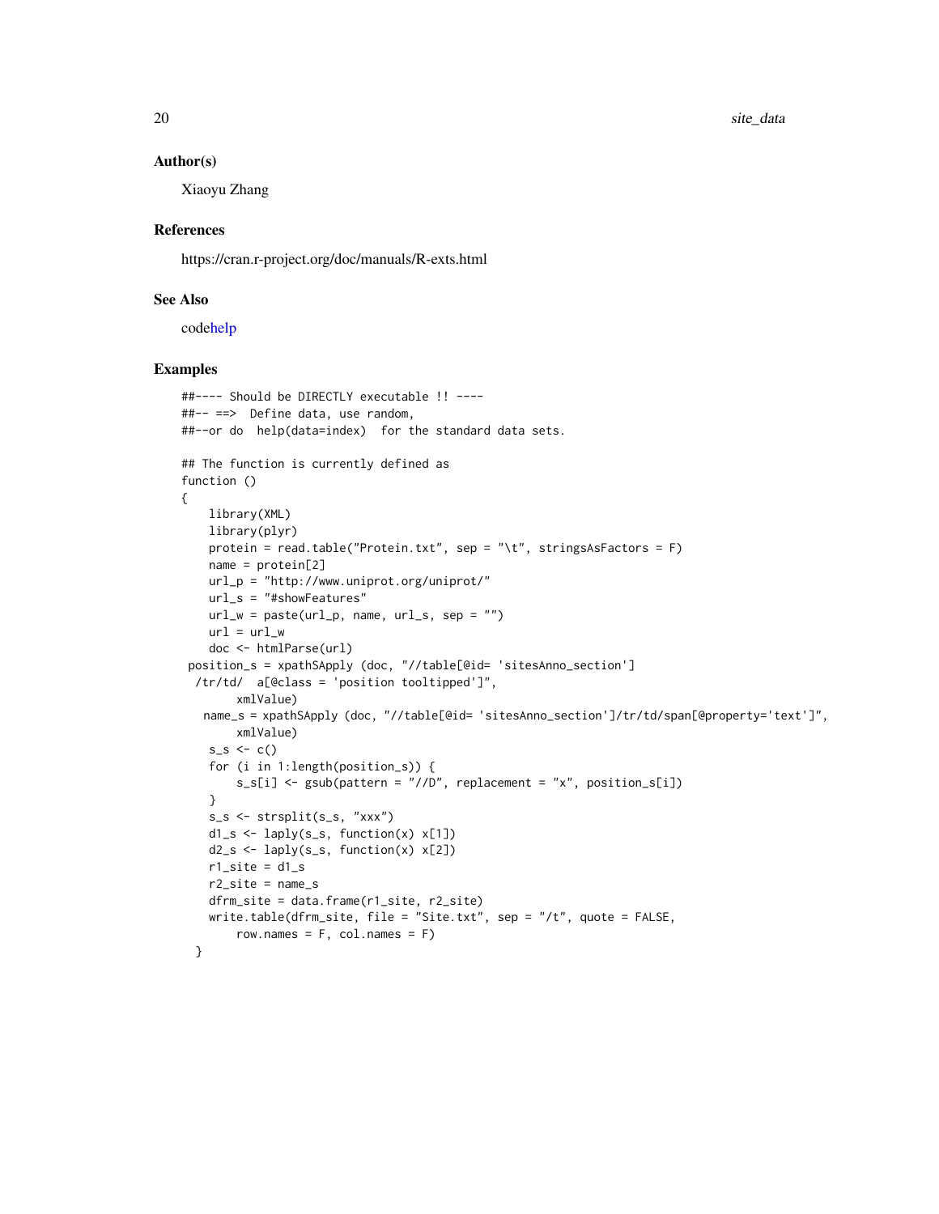### Author(s)

Xiaoyu Zhang

### References

https://cran.r-project.org/doc/manuals/R-exts.html

### See Also

codehelp

### Examples

```
##---- Should be DIRECTLY executable !! ----
##-- ==>  Define data, use random,
##--or do  help(data=index)  for the standard data sets.

## The function is currently defined as
function ()
{
    library(XML)
    library(plyr)
    protein = read.table("Protein.txt", sep = "\t", stringsAsFactors = F)
    name = protein[2]
    url_p = "http://www.uniprot.org/uniprot/"
    url_s = "#showFeatures"
    url_w = paste(url_p, name, url_s, sep = "")
    url = url_w
    doc <- htmlParse(url)
 position_s = xpathSApply (doc, "//table[@id= 'sitesAnno_section']
  /tr/td/  a[@class = 'position tooltipped']",
        xmlValue)
   name_s = xpathSApply (doc, "//table[@id= 'sitesAnno_section']/tr/td/span[@property='text']",
        xmlValue)
    s_s <- c()
    for (i in 1:length(position_s)) {
        s_s[i] <- gsub(pattern = "//D", replacement = "x", position_s[i])
    }
    s_s <- strsplit(s_s, "xxx")
    d1_s <- laply(s_s, function(x) x[1])
    d2_s <- laply(s_s, function(x) x[2])
    r1_site = d1_s
    r2_site = name_s
    dfrm_site = data.frame(r1_site, r2_site)
    write.table(dfrm_site, file = "Site.txt", sep = "/t", quote = FALSE,
        row.names = F, col.names = F)
  }
```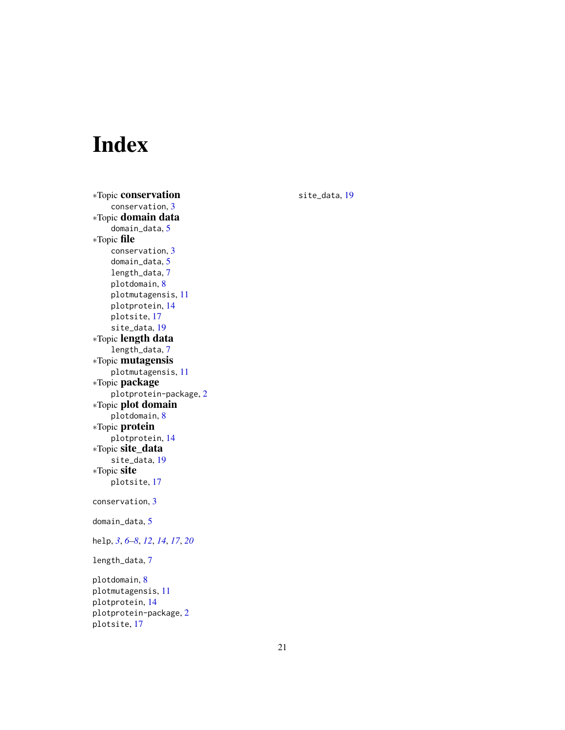# Index

∗Topic **conservation**
    conservation, 3
∗Topic **domain data**
    domain_data, 5
∗Topic **file**
    conservation, 3
    domain_data, 5
    length_data, 7
    plotdomain, 8
    plotmutagensis, 11
    plotprotein, 14
    plotsite, 17
    site_data, 19
∗Topic **length data**
    length_data, 7
∗Topic **mutagensis**
    plotmutagensis, 11
∗Topic **package**
    plotprotein-package, 2
∗Topic **plot domain**
    plotdomain, 8
∗Topic **protein**
    plotprotein, 14
∗Topic **site_data**
    site_data, 19
∗Topic **site**
    plotsite, 17

conservation, 3

domain_data, 5

help, *3*, *6–8*, *12*, *14*, *17*, *20*

length_data, 7

plotdomain, 8
plotmutagensis, 11
plotprotein, 14
plotprotein-package, 2
plotsite, 17

site_data, 19